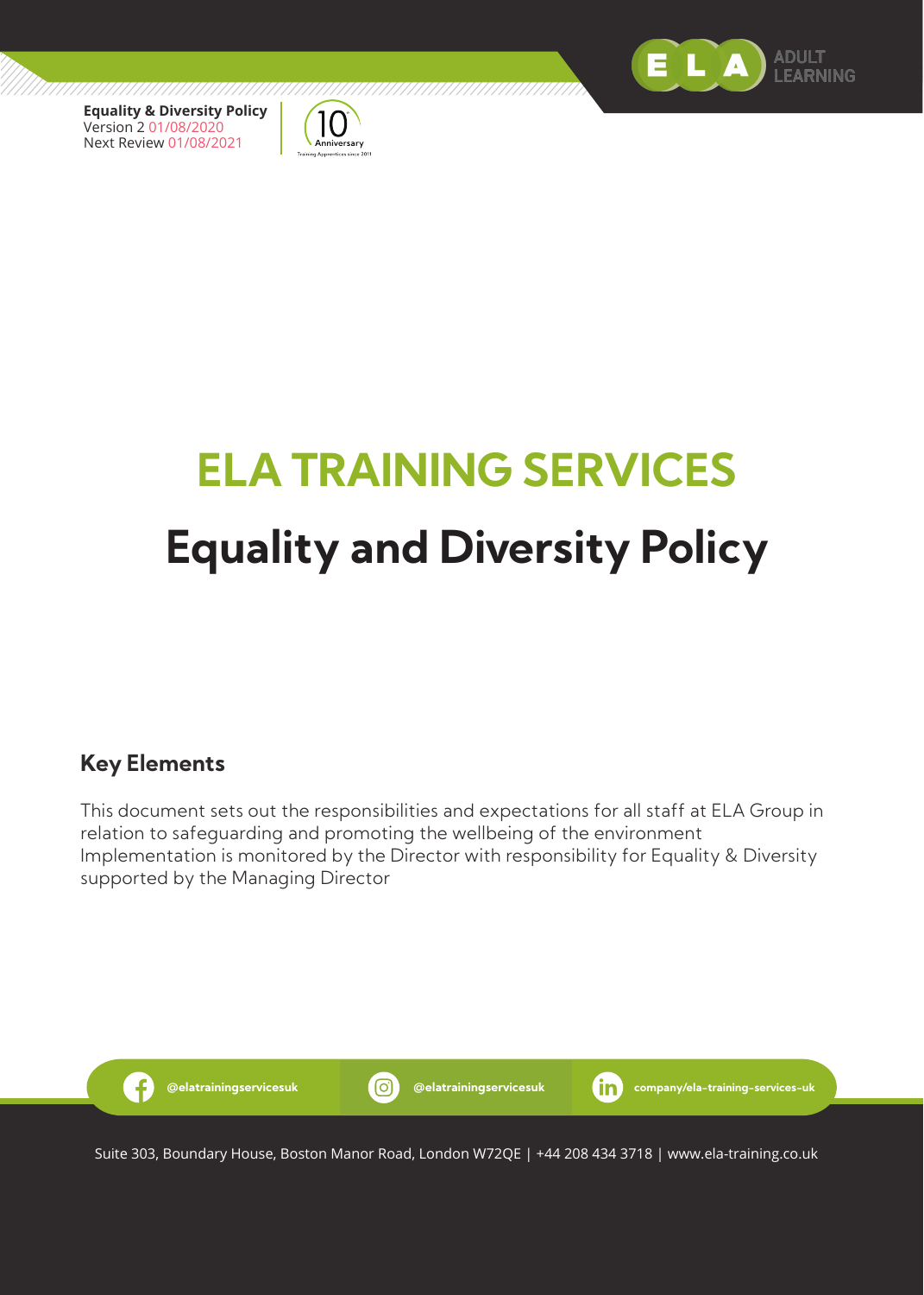**Equality & Diversity Policy**
Version 2 01/08/2020
Next Review 01/08/2021

# ELA TRAINING SERVICES

# Equality and Diversity Policy

## Key Elements

This document sets out the responsibilities and expectations for all staff at ELA Group in relation to safeguarding and promoting the wellbeing of the environment Implementation is monitored by the Director with responsibility for Equality & Diversity supported by the Managing Director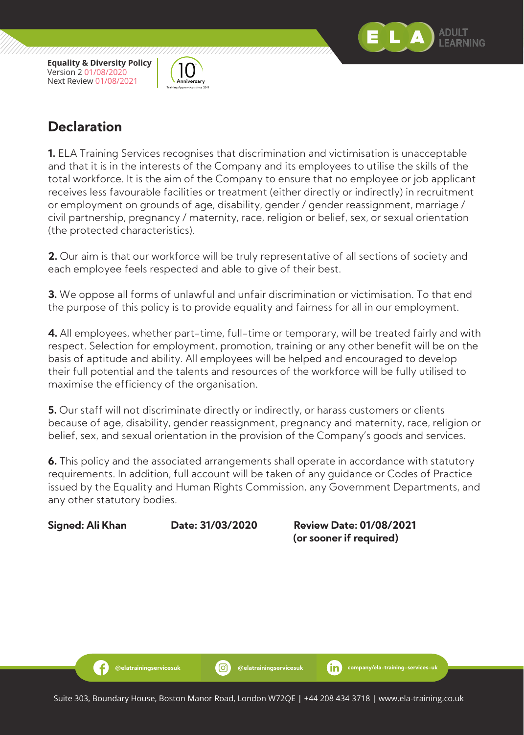## Declaration

**1.** ELA Training Services recognises that discrimination and victimisation is unacceptable and that it is in the interests of the Company and its employees to utilise the skills of the total workforce. It is the aim of the Company to ensure that no employee or job applicant receives less favourable facilities or treatment (either directly or indirectly) in recruitment or employment on grounds of age, disability, gender / gender reassignment, marriage / civil partnership, pregnancy / maternity, race, religion or belief, sex, or sexual orientation (the protected characteristics).

**2.** Our aim is that our workforce will be truly representative of all sections of society and each employee feels respected and able to give of their best.

**3.** We oppose all forms of unlawful and unfair discrimination or victimisation. To that end the purpose of this policy is to provide equality and fairness for all in our employment.

**4.** All employees, whether part-time, full-time or temporary, will be treated fairly and with respect. Selection for employment, promotion, training or any other benefit will be on the basis of aptitude and ability. All employees will be helped and encouraged to develop their full potential and the talents and resources of the workforce will be fully utilised to maximise the efficiency of the organisation.

**5.** Our staff will not discriminate directly or indirectly, or harass customers or clients because of age, disability, gender reassignment, pregnancy and maternity, race, religion or belief, sex, and sexual orientation in the provision of the Company's goods and services.

**6.** This policy and the associated arrangements shall operate in accordance with statutory requirements. In addition, full account will be taken of any guidance or Codes of Practice issued by the Equality and Human Rights Commission, any Government Departments, and any other statutory bodies.

**Signed: Ali Khan** **Date: 31/03/2020** **Review Date: 01/08/2021 (or sooner if required)**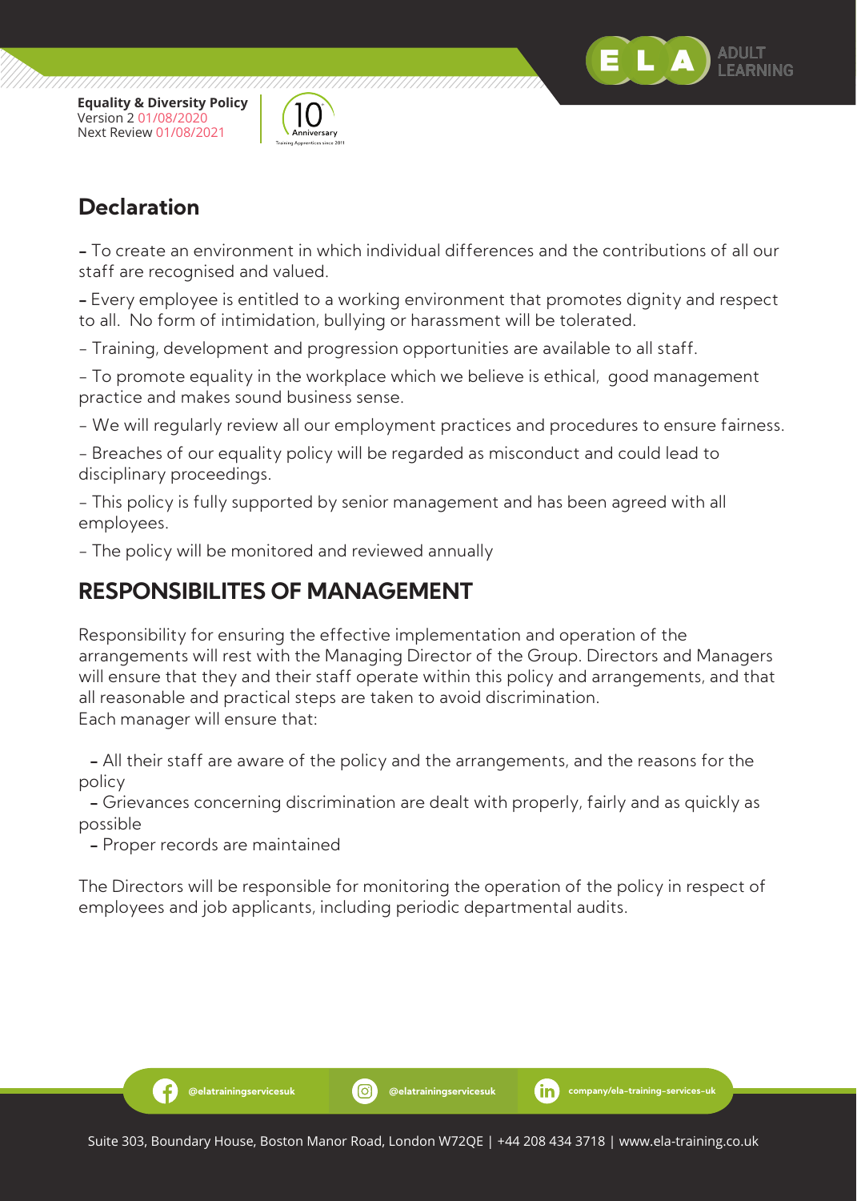## Declaration

- To create an environment in which individual differences and the contributions of all our staff are recognised and valued.

- Every employee is entitled to a working environment that promotes dignity and respect to all. No form of intimidation, bullying or harassment will be tolerated.

- Training, development and progression opportunities are available to all staff.

- To promote equality in the workplace which we believe is ethical, good management practice and makes sound business sense.

- We will regularly review all our employment practices and procedures to ensure fairness.

- Breaches of our equality policy will be regarded as misconduct and could lead to disciplinary proceedings.

- This policy is fully supported by senior management and has been agreed with all employees.

- The policy will be monitored and reviewed annually

## RESPONSIBILITES OF MANAGEMENT

Responsibility for ensuring the effective implementation and operation of the arrangements will rest with the Managing Director of the Group. Directors and Managers will ensure that they and their staff operate within this policy and arrangements, and that all reasonable and practical steps are taken to avoid discrimination.
Each manager will ensure that:

- All their staff are aware of the policy and the arrangements, and the reasons for the policy
- Grievances concerning discrimination are dealt with properly, fairly and as quickly as possible
- Proper records are maintained

The Directors will be responsible for monitoring the operation of the policy in respect of employees and job applicants, including periodic departmental audits.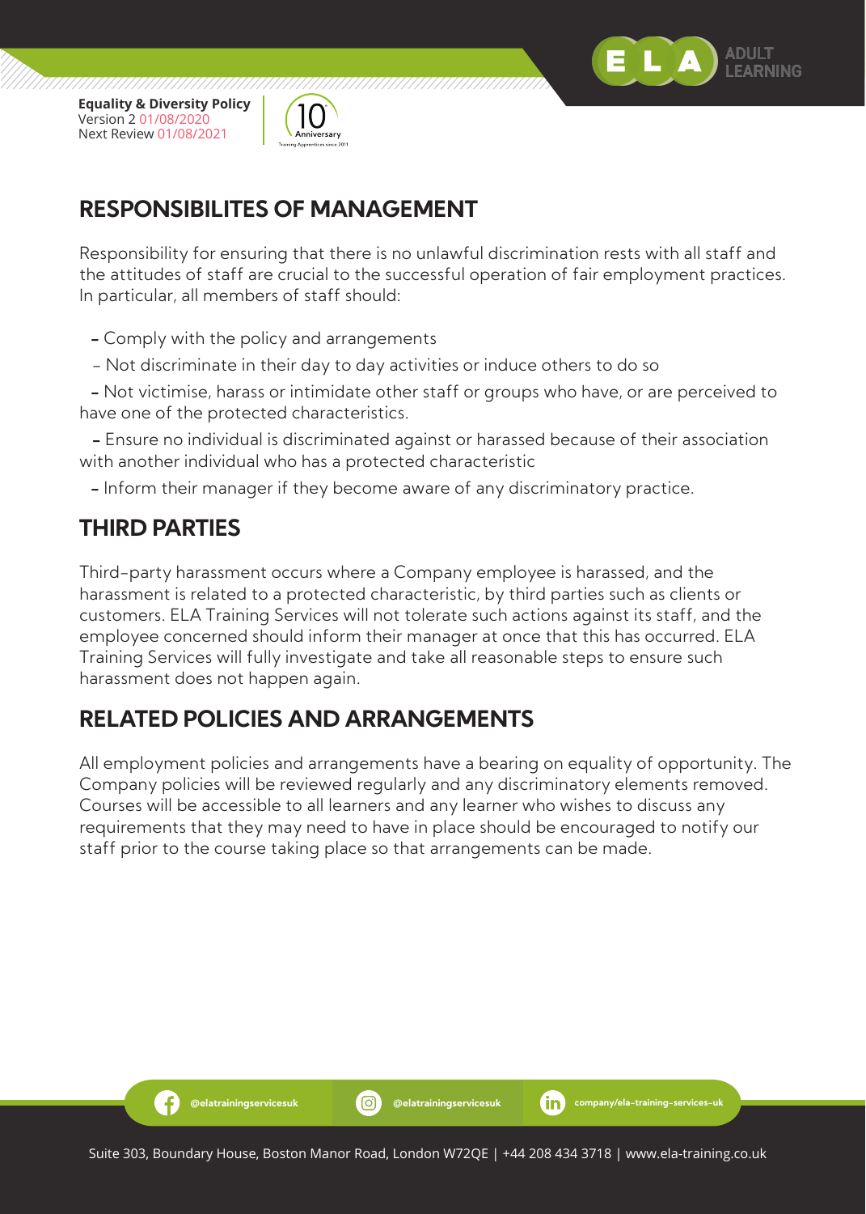## RESPONSIBILITES OF MANAGEMENT

Responsibility for ensuring that there is no unlawful discrimination rests with all staff and the attitudes of staff are crucial to the successful operation of fair employment practices. In particular, all members of staff should:

- Comply with the policy and arrangements
- Not discriminate in their day to day activities or induce others to do so
- Not victimise, harass or intimidate other staff or groups who have, or are perceived to have one of the protected characteristics.
- Ensure no individual is discriminated against or harassed because of their association with another individual who has a protected characteristic
- Inform their manager if they become aware of any discriminatory practice.

## THIRD PARTIES

Third-party harassment occurs where a Company employee is harassed, and the harassment is related to a protected characteristic, by third parties such as clients or customers. ELA Training Services will not tolerate such actions against its staff, and the employee concerned should inform their manager at once that this has occurred. ELA Training Services will fully investigate and take all reasonable steps to ensure such harassment does not happen again.

## RELATED POLICIES AND ARRANGEMENTS

All employment policies and arrangements have a bearing on equality of opportunity. The Company policies will be reviewed regularly and any discriminatory elements removed. Courses will be accessible to all learners and any learner who wishes to discuss any requirements that they may need to have in place should be encouraged to notify our staff prior to the course taking place so that arrangements can be made.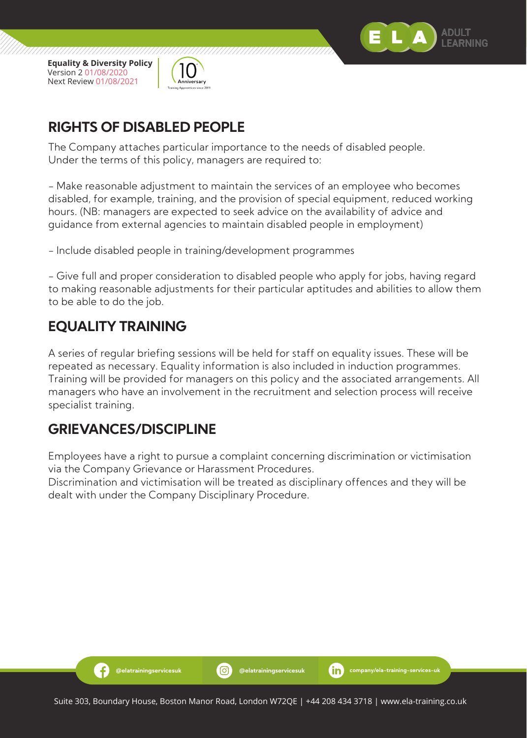## RIGHTS OF DISABLED PEOPLE

The Company attaches particular importance to the needs of disabled people.
Under the terms of this policy, managers are required to:

– Make reasonable adjustment to maintain the services of an employee who becomes disabled, for example, training, and the provision of special equipment, reduced working hours. (NB: managers are expected to seek advice on the availability of advice and guidance from external agencies to maintain disabled people in employment)

– Include disabled people in training/development programmes

– Give full and proper consideration to disabled people who apply for jobs, having regard to making reasonable adjustments for their particular aptitudes and abilities to allow them to be able to do the job.

## EQUALITY TRAINING

A series of regular briefing sessions will be held for staff on equality issues. These will be repeated as necessary. Equality information is also included in induction programmes. Training will be provided for managers on this policy and the associated arrangements. All managers who have an involvement in the recruitment and selection process will receive specialist training.

## GRIEVANCES/DISCIPLINE

Employees have a right to pursue a complaint concerning discrimination or victimisation via the Company Grievance or Harassment Procedures.
Discrimination and victimisation will be treated as disciplinary offences and they will be dealt with under the Company Disciplinary Procedure.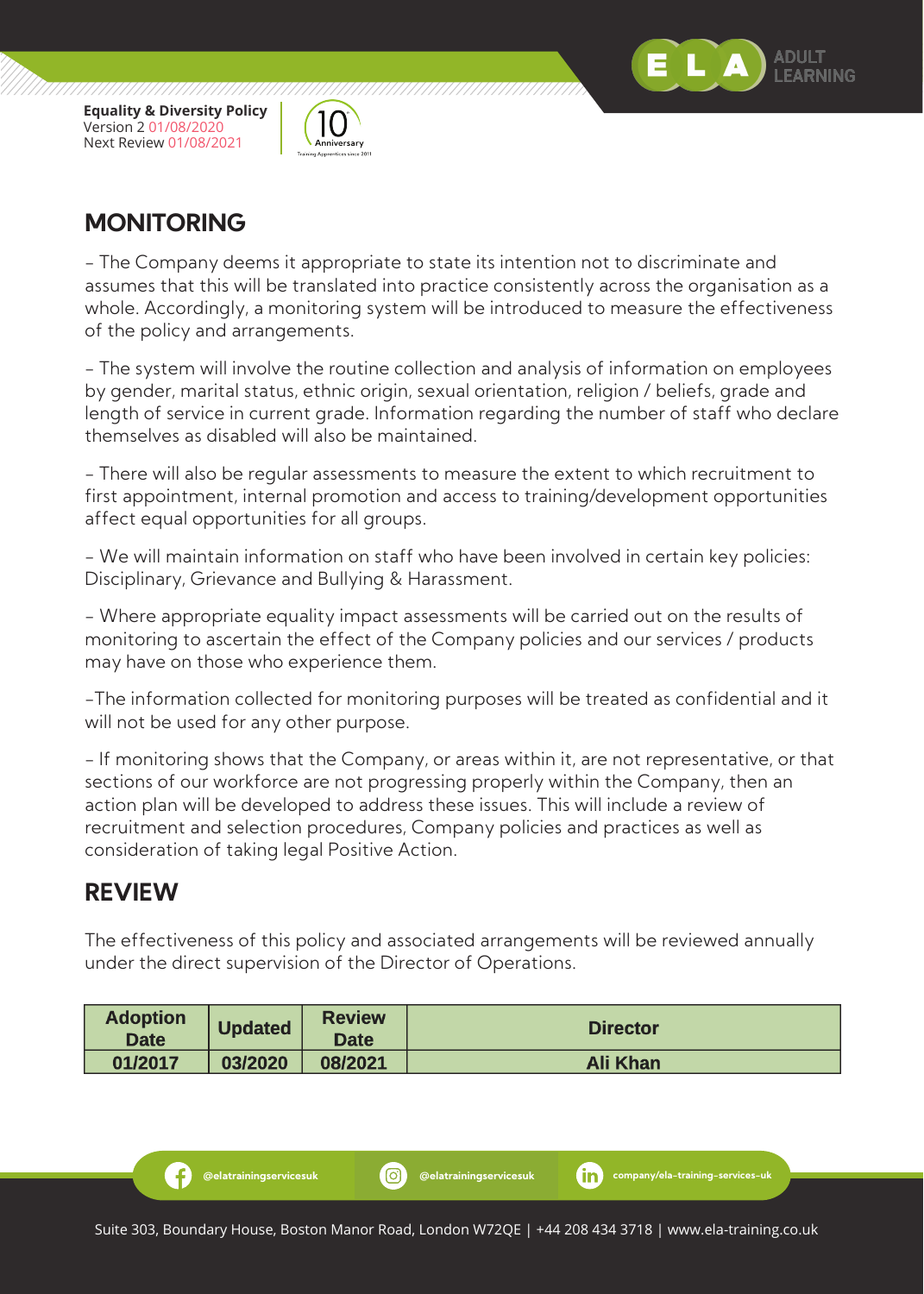## MONITORING

- The Company deems it appropriate to state its intention not to discriminate and assumes that this will be translated into practice consistently across the organisation as a whole. Accordingly, a monitoring system will be introduced to measure the effectiveness of the policy and arrangements.

- The system will involve the routine collection and analysis of information on employees by gender, marital status, ethnic origin, sexual orientation, religion / beliefs, grade and length of service in current grade. Information regarding the number of staff who declare themselves as disabled will also be maintained.

- There will also be regular assessments to measure the extent to which recruitment to first appointment, internal promotion and access to training/development opportunities affect equal opportunities for all groups.

- We will maintain information on staff who have been involved in certain key policies: Disciplinary, Grievance and Bullying & Harassment.

- Where appropriate equality impact assessments will be carried out on the results of monitoring to ascertain the effect of the Company policies and our services / products may have on those who experience them.

-The information collected for monitoring purposes will be treated as confidential and it will not be used for any other purpose.

- If monitoring shows that the Company, or areas within it, are not representative, or that sections of our workforce are not progressing properly within the Company, then an action plan will be developed to address these issues. This will include a review of recruitment and selection procedures, Company policies and practices as well as consideration of taking legal Positive Action.

## REVIEW

The effectiveness of this policy and associated arrangements will be reviewed annually under the direct supervision of the Director of Operations.

| Adoption Date | Updated | Review Date | Director |
|---|---|---|---|
| 01/2017 | 03/2020 | 08/2021 | Ali Khan |